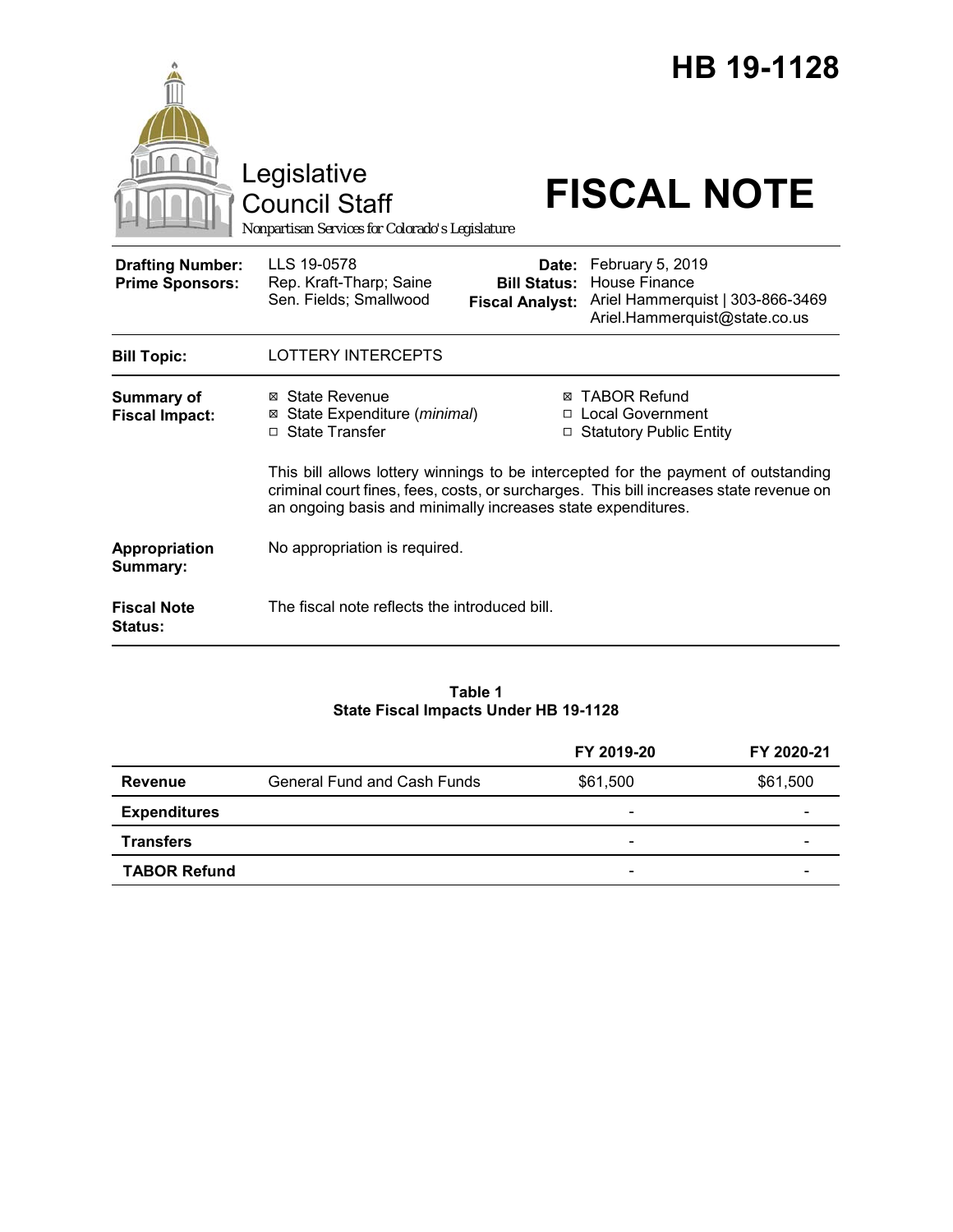# HB 19-1128

Legislative Council Staff

*Nonpartisan Services for Colorado's Legislature*

# FISCAL NOTE

| | | | |
|---|---|---|---|
| **Drafting Number:** | LLS 19-0578 | **Date:** | February 5, 2019 |
| **Prime Sponsors:** | Rep. Kraft-Tharp; Saine<br>Sen. Fields; Smallwood | **Bill Status:** | House Finance |
| | | **Fiscal Analyst:** | Ariel Hammerquist \| 303-866-3469<br>Ariel.Hammerquist@state.co.us |

| | |
|---|---|
| **Bill Topic:** | LOTTERY INTERCEPTS |
| **Summary of Fiscal Impact:** | ☒ State Revenue<br>☒ State Expenditure (*minimal*)<br>☐ State Transfer<br>☒ TABOR Refund<br>☐ Local Government<br>☐ Statutory Public Entity<br><br>This bill allows lottery winnings to be intercepted for the payment of outstanding criminal court fines, fees, costs, or surcharges. This bill increases state revenue on an ongoing basis and minimally increases state expenditures. |
| **Appropriation Summary:** | No appropriation is required. |
| **Fiscal Note Status:** | The fiscal note reflects the introduced bill. |

**Table 1**
**State Fiscal Impacts Under HB 19-1128**

| | | FY 2019-20 | FY 2020-21 |
|---|---|---|---|
| **Revenue** | General Fund and Cash Funds | $61,500 | $61,500 |
| **Expenditures** | | - | - |
| **Transfers** | | - | - |
| **TABOR Refund** | | - | - |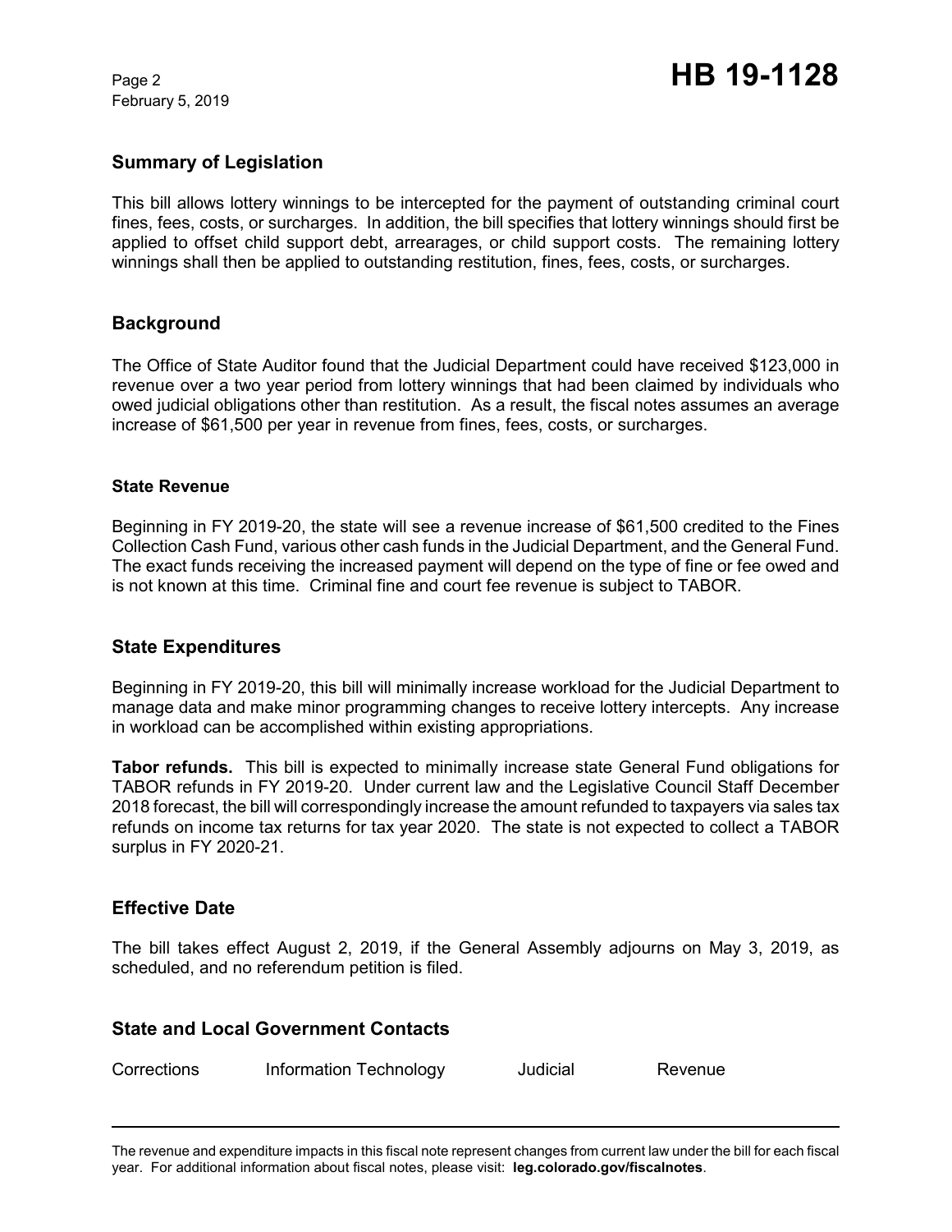## Summary of Legislation

This bill allows lottery winnings to be intercepted for the payment of outstanding criminal court fines, fees, costs, or surcharges. In addition, the bill specifies that lottery winnings should first be applied to offset child support debt, arrearages, or child support costs. The remaining lottery winnings shall then be applied to outstanding restitution, fines, fees, costs, or surcharges.

## Background

The Office of State Auditor found that the Judicial Department could have received $123,000 in revenue over a two year period from lottery winnings that had been claimed by individuals who owed judicial obligations other than restitution. As a result, the fiscal notes assumes an average increase of $61,500 per year in revenue from fines, fees, costs, or surcharges.

### State Revenue

Beginning in FY 2019-20, the state will see a revenue increase of $61,500 credited to the Fines Collection Cash Fund, various other cash funds in the Judicial Department, and the General Fund. The exact funds receiving the increased payment will depend on the type of fine or fee owed and is not known at this time. Criminal fine and court fee revenue is subject to TABOR.

## State Expenditures

Beginning in FY 2019-20, this bill will minimally increase workload for the Judicial Department to manage data and make minor programming changes to receive lottery intercepts. Any increase in workload can be accomplished within existing appropriations.

**Tabor refunds.** This bill is expected to minimally increase state General Fund obligations for TABOR refunds in FY 2019-20. Under current law and the Legislative Council Staff December 2018 forecast, the bill will correspondingly increase the amount refunded to taxpayers via sales tax refunds on income tax returns for tax year 2020. The state is not expected to collect a TABOR surplus in FY 2020-21.

## Effective Date

The bill takes effect August 2, 2019, if the General Assembly adjourns on May 3, 2019, as scheduled, and no referendum petition is filed.

## State and Local Government Contacts

Corrections    Information Technology    Judicial    Revenue

The revenue and expenditure impacts in this fiscal note represent changes from current law under the bill for each fiscal year. For additional information about fiscal notes, please visit: **leg.colorado.gov/fiscalnotes**.